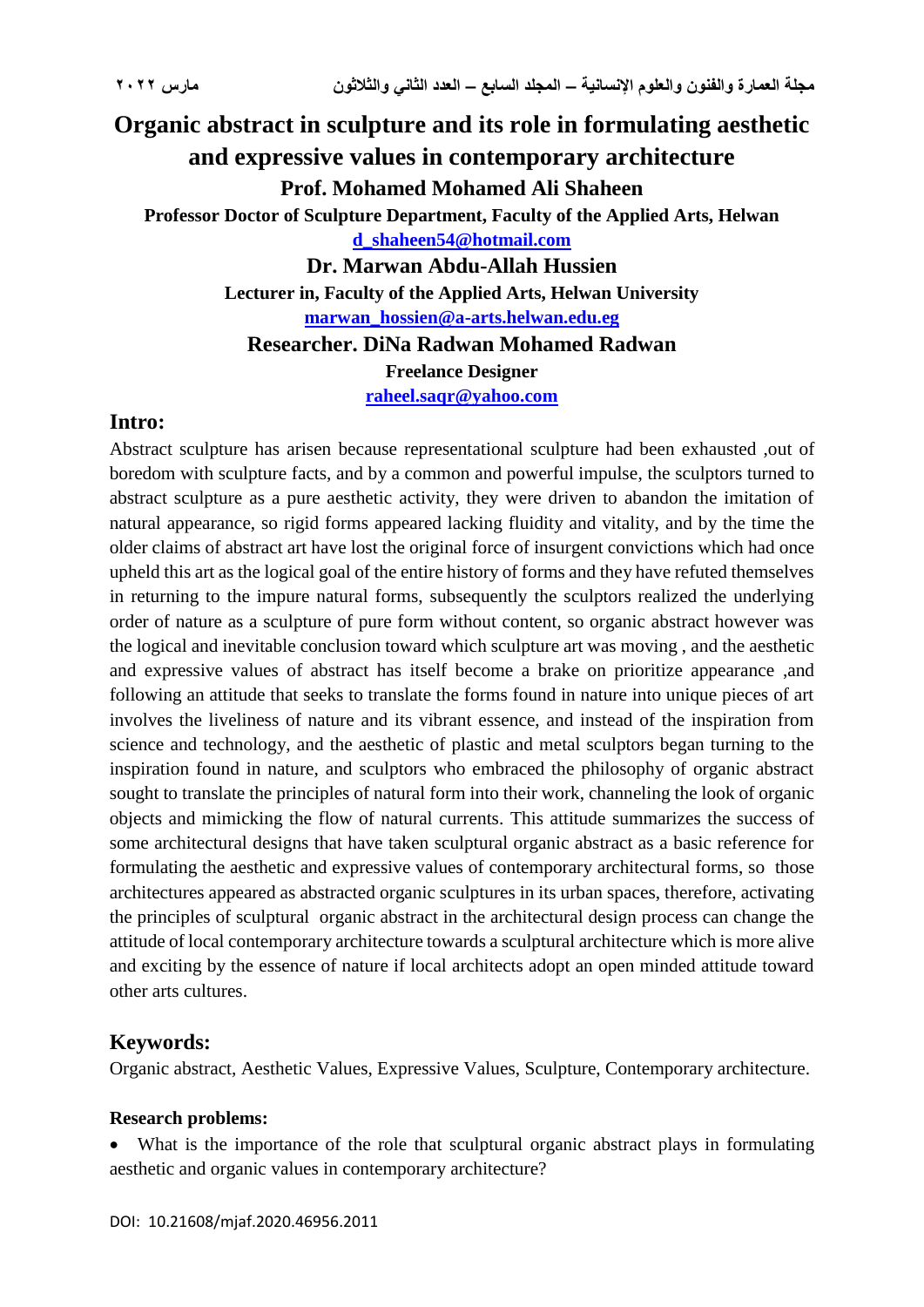# Organic abstract in sculpture and its role in formulating aesthetic and expressive values in contemporary architecture

**Prof. Mohamed Mohamed Ali Shaheen**

**Professor Doctor of Sculpture Department, Faculty of the Applied Arts, Helwan**

**d_shaheen54@hotmail.com**

**Dr. Marwan Abdu-Allah Hussien**

**Lecturer in, Faculty of the Applied Arts, Helwan University**

**marwan_hossien@a-arts.helwan.edu.eg**

**Researcher. DiNa Radwan Mohamed Radwan**

**Freelance Designer**

**raheel.saqr@yahoo.com**

## Intro:

Abstract sculpture has arisen because representational sculpture had been exhausted ,out of boredom with sculpture facts, and by a common and powerful impulse, the sculptors turned to abstract sculpture as a pure aesthetic activity, they were driven to abandon the imitation of natural appearance, so rigid forms appeared lacking fluidity and vitality, and by the time the older claims of abstract art have lost the original force of insurgent convictions which had once upheld this art as the logical goal of the entire history of forms and they have refuted themselves in returning to the impure natural forms, subsequently the sculptors realized the underlying order of nature as a sculpture of pure form without content, so organic abstract however was the logical and inevitable conclusion toward which sculpture art was moving , and the aesthetic and expressive values of abstract has itself become a brake on prioritize appearance ,and following an attitude that seeks to translate the forms found in nature into unique pieces of art involves the liveliness of nature and its vibrant essence, and instead of the inspiration from science and technology, and the aesthetic of plastic and metal sculptors began turning to the inspiration found in nature, and sculptors who embraced the philosophy of organic abstract sought to translate the principles of natural form into their work, channeling the look of organic objects and mimicking the flow of natural currents. This attitude summarizes the success of some architectural designs that have taken sculptural organic abstract as a basic reference for formulating the aesthetic and expressive values of contemporary architectural forms, so those architectures appeared as abstracted organic sculptures in its urban spaces, therefore, activating the principles of sculptural organic abstract in the architectural design process can change the attitude of local contemporary architecture towards a sculptural architecture which is more alive and exciting by the essence of nature if local architects adopt an open minded attitude toward other arts cultures.

## Keywords:

Organic abstract, Aesthetic Values, Expressive Values, Sculpture, Contemporary architecture.

### Research problems:

- What is the importance of the role that sculptural organic abstract plays in formulating aesthetic and organic values in contemporary architecture?

DOI: 10.21608/mjaf.2020.46956.2011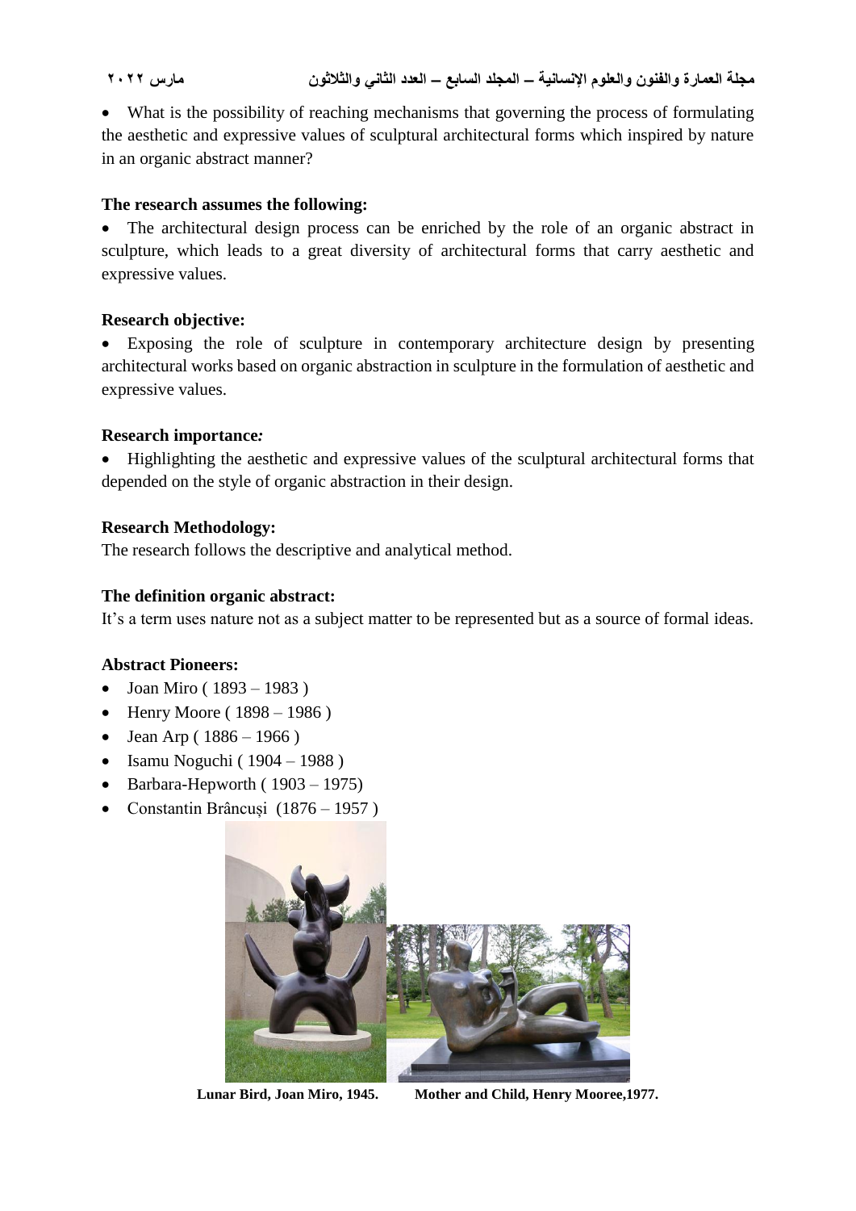- What is the possibility of reaching mechanisms that governing the process of formulating the aesthetic and expressive values of sculptural architectural forms which inspired by nature in an organic abstract manner?

**The research assumes the following:**

- The architectural design process can be enriched by the role of an organic abstract in sculpture, which leads to a great diversity of architectural forms that carry aesthetic and expressive values.

**Research objective:**

- Exposing the role of sculpture in contemporary architecture design by presenting architectural works based on organic abstraction in sculpture in the formulation of aesthetic and expressive values.

**Research importance*:***

- Highlighting the aesthetic and expressive values of the sculptural architectural forms that depended on the style of organic abstraction in their design.

**Research Methodology:**

The research follows the descriptive and analytical method.

**The definition organic abstract:**

It's a term uses nature not as a subject matter to be represented but as a source of formal ideas.

**Abstract Pioneers:**

- Joan Miro ( 1893 – 1983 )
- Henry Moore ( 1898 – 1986 )
- Jean Arp ( 1886 – 1966 )
- Isamu Noguchi ( 1904 – 1988 )
- Barbara-Hepworth ( 1903 – 1975)
- Constantin Brâncuși (1876 – 1957 )

**Lunar Bird, Joan Miro, 1945.** **Mother and Child, Henry Mooree,1977.**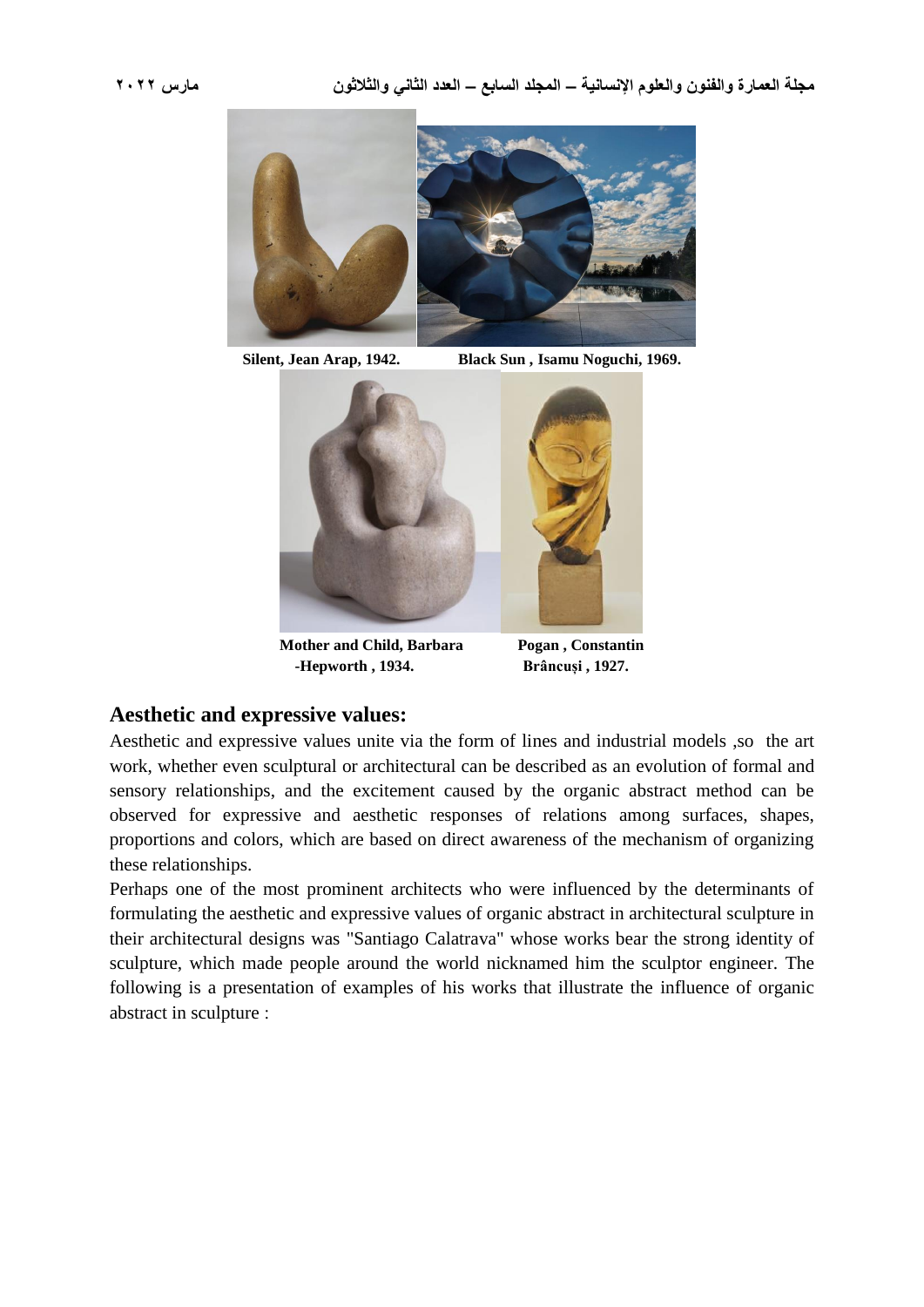Silent, Jean Arap, 1942.

Black Sun , Isamu Noguchi, 1969.

Mother and Child, Barbara -Hepworth , 1934.

Pogan , Constantin Brâncuși , 1927.

## Aesthetic and expressive values:

Aesthetic and expressive values unite via the form of lines and industrial models ,so the art work, whether even sculptural or architectural can be described as an evolution of formal and sensory relationships, and the excitement caused by the organic abstract method can be observed for expressive and aesthetic responses of relations among surfaces, shapes, proportions and colors, which are based on direct awareness of the mechanism of organizing these relationships.

Perhaps one of the most prominent architects who were influenced by the determinants of formulating the aesthetic and expressive values of organic abstract in architectural sculpture in their architectural designs was "Santiago Calatrava" whose works bear the strong identity of sculpture, which made people around the world nicknamed him the sculptor engineer. The following is a presentation of examples of his works that illustrate the influence of organic abstract in sculpture :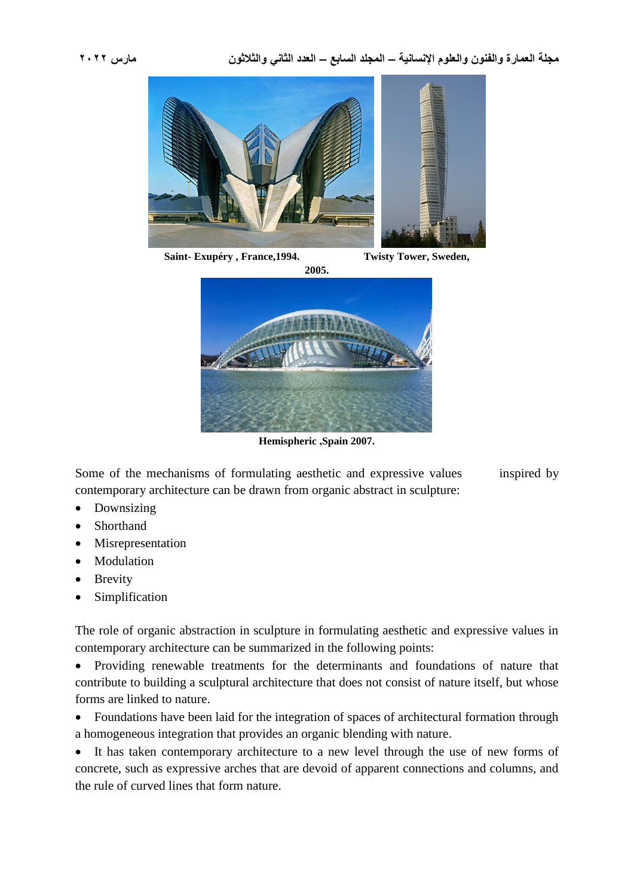Saint- Exupéry , France,1994. Twisty Tower, Sweden, 2005.

Hemispheric ,Spain 2007.

Some of the mechanisms of formulating aesthetic and expressive values inspired by contemporary architecture can be drawn from organic abstract in sculpture:

- Downsizing
- Shorthand
- Misrepresentation
- Modulation
- Brevity
- Simplification

The role of organic abstraction in sculpture in formulating aesthetic and expressive values in contemporary architecture can be summarized in the following points:

- Providing renewable treatments for the determinants and foundations of nature that contribute to building a sculptural architecture that does not consist of nature itself, but whose forms are linked to nature.
- Foundations have been laid for the integration of spaces of architectural formation through a homogeneous integration that provides an organic blending with nature.
- It has taken contemporary architecture to a new level through the use of new forms of concrete, such as expressive arches that are devoid of apparent connections and columns, and the rule of curved lines that form nature.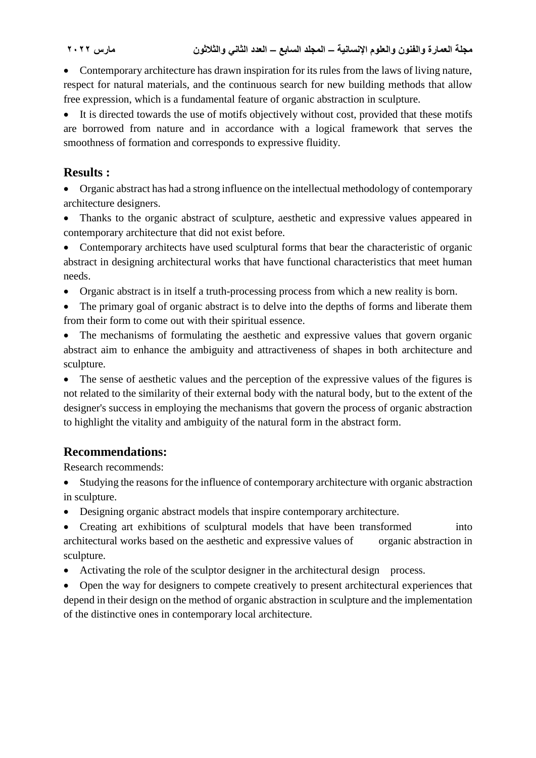- Contemporary architecture has drawn inspiration for its rules from the laws of living nature, respect for natural materials, and the continuous search for new building methods that allow free expression, which is a fundamental feature of organic abstraction in sculpture.
- It is directed towards the use of motifs objectively without cost, provided that these motifs are borrowed from nature and in accordance with a logical framework that serves the smoothness of formation and corresponds to expressive fluidity.

## Results :

- Organic abstract has had a strong influence on the intellectual methodology of contemporary architecture designers.
- Thanks to the organic abstract of sculpture, aesthetic and expressive values appeared in contemporary architecture that did not exist before.
- Contemporary architects have used sculptural forms that bear the characteristic of organic abstract in designing architectural works that have functional characteristics that meet human needs.
- Organic abstract is in itself a truth-processing process from which a new reality is born.
- The primary goal of organic abstract is to delve into the depths of forms and liberate them from their form to come out with their spiritual essence.
- The mechanisms of formulating the aesthetic and expressive values that govern organic abstract aim to enhance the ambiguity and attractiveness of shapes in both architecture and sculpture.
- The sense of aesthetic values and the perception of the expressive values of the figures is not related to the similarity of their external body with the natural body, but to the extent of the designer's success in employing the mechanisms that govern the process of organic abstraction to highlight the vitality and ambiguity of the natural form in the abstract form.

## Recommendations:

Research recommends:

- Studying the reasons for the influence of contemporary architecture with organic abstraction in sculpture.
- Designing organic abstract models that inspire contemporary architecture.
- Creating art exhibitions of sculptural models that have been transformed into architectural works based on the aesthetic and expressive values of organic abstraction in sculpture.
- Activating the role of the sculptor designer in the architectural design process.
- Open the way for designers to compete creatively to present architectural experiences that depend in their design on the method of organic abstraction in sculpture and the implementation of the distinctive ones in contemporary local architecture.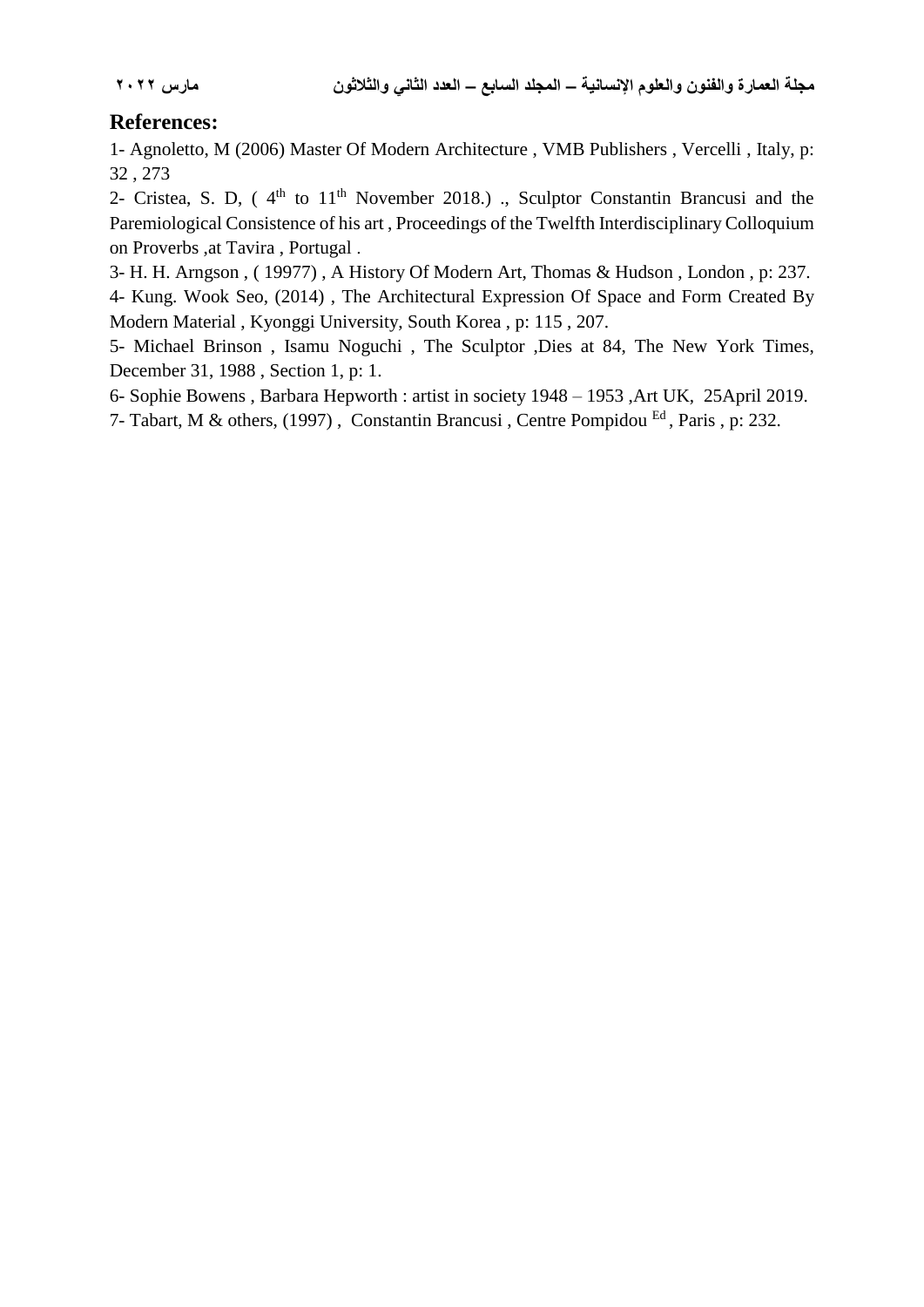# References:

1- Agnoletto, M (2006) Master Of Modern Architecture , VMB Publishers , Vercelli , Italy, p: 32 , 273

2- Cristea, S. D, ( $4^{th}$ to $11^{th}$ November 2018.) ., Sculptor Constantin Brancusi and the Paremiological Consistence of his art , Proceedings of the Twelfth Interdisciplinary Colloquium on Proverbs ,at Tavira , Portugal .

3- H. H. Arngson , ( 19977) , A History Of Modern Art, Thomas & Hudson , London , p: 237.

4- Kung. Wook Seo, (2014) , The Architectural Expression Of Space and Form Created By Modern Material , Kyonggi University, South Korea , p: 115 , 207.

5- Michael Brinson , Isamu Noguchi , The Sculptor ,Dies at 84, The New York Times, December 31, 1988 , Section 1, p: 1.

6- Sophie Bowens , Barbara Hepworth : artist in society 1948 – 1953 ,Art UK, 25April 2019.

7- Tabart, M & others, (1997) , Constantin Brancusi , Centre Pompidou $^{Ed}$ , Paris , p: 232.